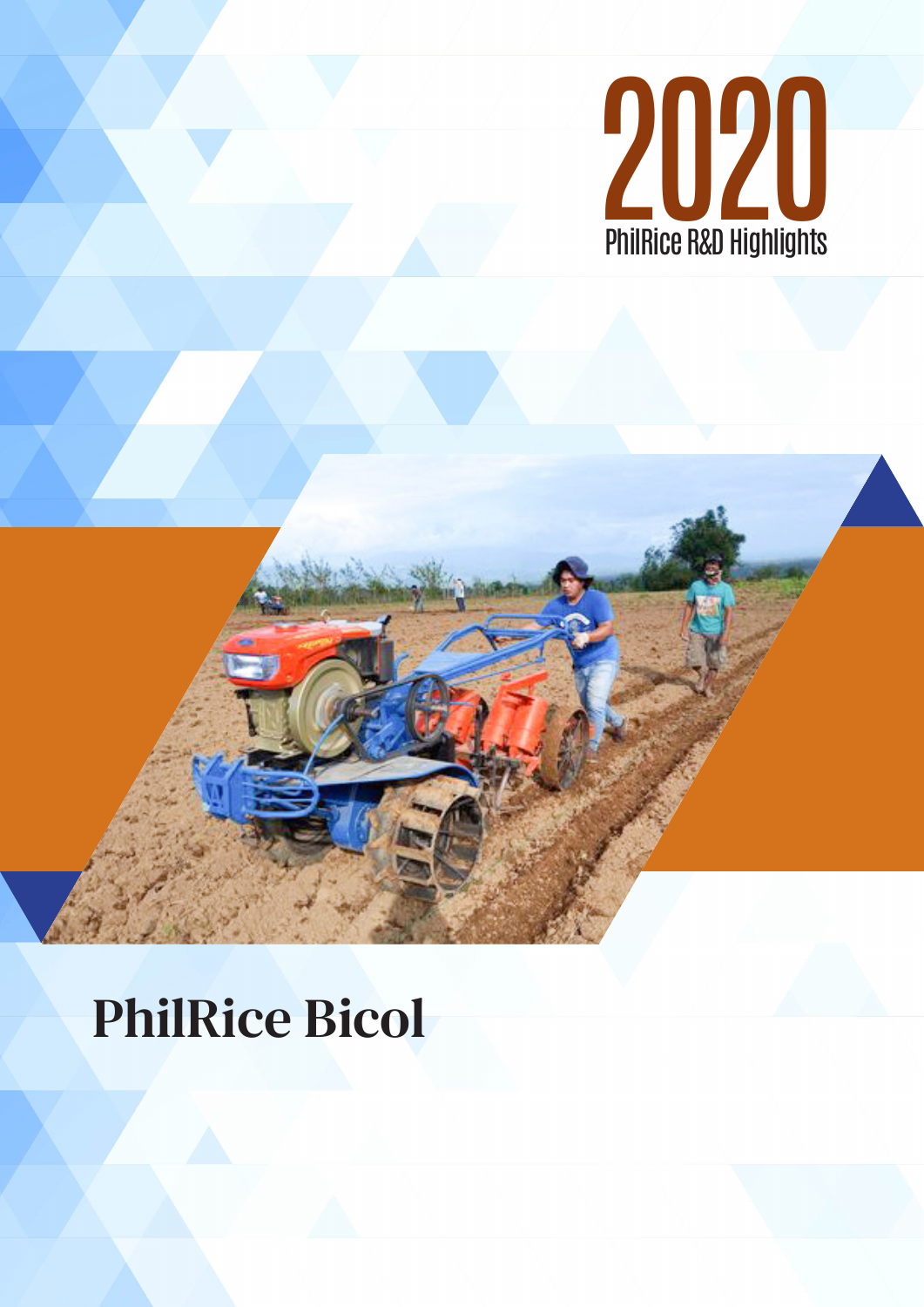# 2020

PhilRice R&D Highlights

# PhilRice Bicol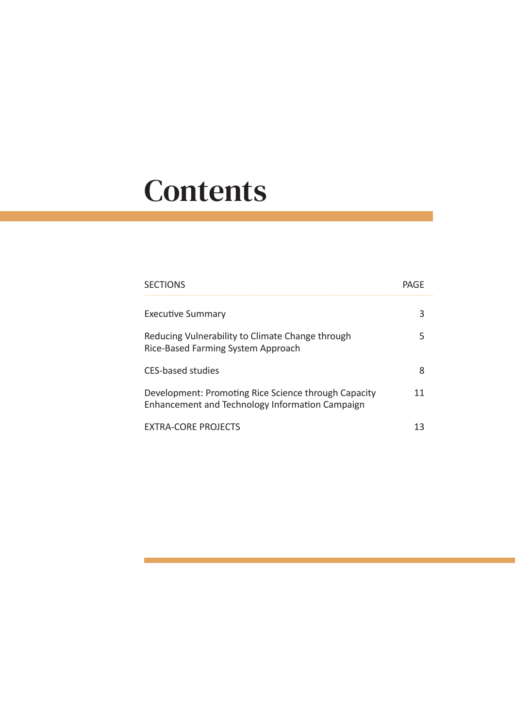# Contents

| SECTIONS | PAGE |
| --- | --- |
| Executive Summary | 3 |
| Reducing Vulnerability to Climate Change through Rice-Based Farming System Approach | 5 |
| CES-based studies | 8 |
| Development: Promoting Rice Science through Capacity Enhancement and Technology Information Campaign | 11 |
| EXTRA-CORE PROJECTS | 13 |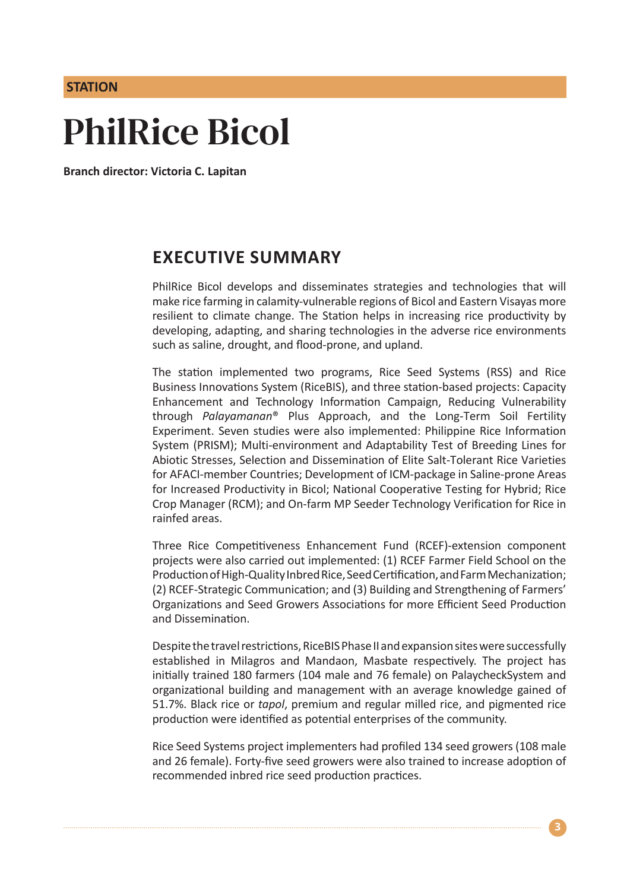STATION

# PhilRice Bicol

**Branch director: Victoria C. Lapitan**

## EXECUTIVE SUMMARY

PhilRice Bicol develops and disseminates strategies and technologies that will make rice farming in calamity-vulnerable regions of Bicol and Eastern Visayas more resilient to climate change. The Station helps in increasing rice productivity by developing, adapting, and sharing technologies in the adverse rice environments such as saline, drought, and flood-prone, and upland.

The station implemented two programs, Rice Seed Systems (RSS) and Rice Business Innovations System (RiceBIS), and three station-based projects: Capacity Enhancement and Technology Information Campaign, Reducing Vulnerability through *Palayamanan*® Plus Approach, and the Long-Term Soil Fertility Experiment. Seven studies were also implemented: Philippine Rice Information System (PRISM); Multi-environment and Adaptability Test of Breeding Lines for Abiotic Stresses, Selection and Dissemination of Elite Salt-Tolerant Rice Varieties for AFACI-member Countries; Development of ICM-package in Saline-prone Areas for Increased Productivity in Bicol; National Cooperative Testing for Hybrid; Rice Crop Manager (RCM); and On-farm MP Seeder Technology Verification for Rice in rainfed areas.

Three Rice Competitiveness Enhancement Fund (RCEF)-extension component projects were also carried out implemented: (1) RCEF Farmer Field School on the Production of High-Quality Inbred Rice, Seed Certification, and Farm Mechanization; (2) RCEF-Strategic Communication; and (3) Building and Strengthening of Farmers' Organizations and Seed Growers Associations for more Efficient Seed Production and Dissemination.

Despite the travel restrictions, RiceBIS Phase II and expansion sites were successfully established in Milagros and Mandaon, Masbate respectively. The project has initially trained 180 farmers (104 male and 76 female) on PalaycheckSystem and organizational building and management with an average knowledge gained of 51.7%. Black rice or *tapol*, premium and regular milled rice, and pigmented rice production were identified as potential enterprises of the community.

Rice Seed Systems project implementers had profiled 134 seed growers (108 male and 26 female). Forty-five seed growers were also trained to increase adoption of recommended inbred rice seed production practices.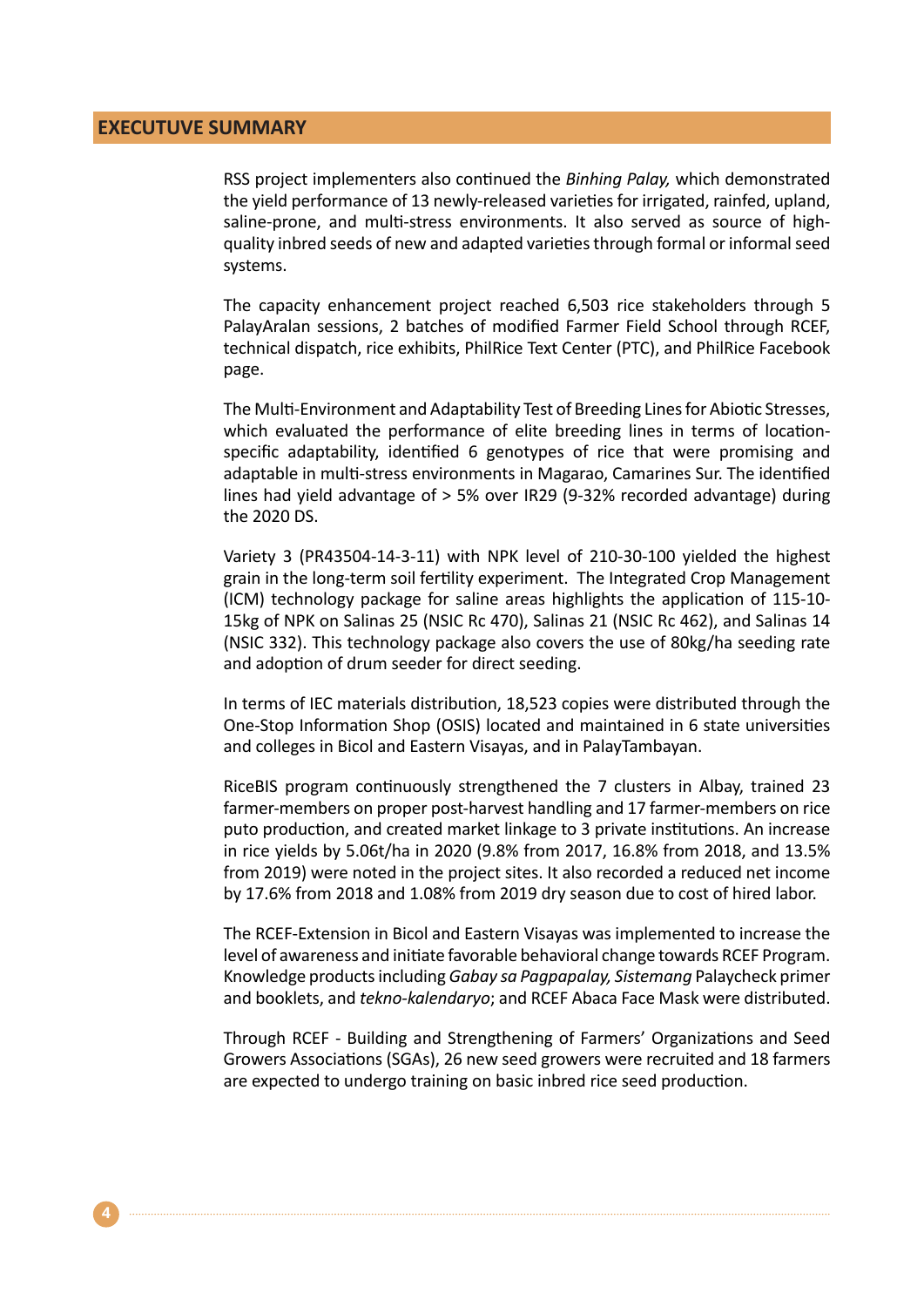## EXECUTUVE SUMMARY

RSS project implementers also continued the *Binhing Palay,* which demonstrated the yield performance of 13 newly-released varieties for irrigated, rainfed, upland, saline-prone, and multi-stress environments. It also served as source of high-quality inbred seeds of new and adapted varieties through formal or informal seed systems.

The capacity enhancement project reached 6,503 rice stakeholders through 5 PalayAralan sessions, 2 batches of modified Farmer Field School through RCEF, technical dispatch, rice exhibits, PhilRice Text Center (PTC), and PhilRice Facebook page.

The Multi-Environment and Adaptability Test of Breeding Lines for Abiotic Stresses, which evaluated the performance of elite breeding lines in terms of location-specific adaptability, identified 6 genotypes of rice that were promising and adaptable in multi-stress environments in Magarao, Camarines Sur. The identified lines had yield advantage of > 5% over IR29 (9-32% recorded advantage) during the 2020 DS.

Variety 3 (PR43504-14-3-11) with NPK level of 210-30-100 yielded the highest grain in the long-term soil fertility experiment. The Integrated Crop Management (ICM) technology package for saline areas highlights the application of 115-10-15kg of NPK on Salinas 25 (NSIC Rc 470), Salinas 21 (NSIC Rc 462), and Salinas 14 (NSIC 332). This technology package also covers the use of 80kg/ha seeding rate and adoption of drum seeder for direct seeding.

In terms of IEC materials distribution, 18,523 copies were distributed through the One-Stop Information Shop (OSIS) located and maintained in 6 state universities and colleges in Bicol and Eastern Visayas, and in PalayTambayan.

RiceBIS program continuously strengthened the 7 clusters in Albay, trained 23 farmer-members on proper post-harvest handling and 17 farmer-members on rice puto production, and created market linkage to 3 private institutions. An increase in rice yields by 5.06t/ha in 2020 (9.8% from 2017, 16.8% from 2018, and 13.5% from 2019) were noted in the project sites. It also recorded a reduced net income by 17.6% from 2018 and 1.08% from 2019 dry season due to cost of hired labor.

The RCEF-Extension in Bicol and Eastern Visayas was implemented to increase the level of awareness and initiate favorable behavioral change towards RCEF Program. Knowledge products including *Gabay sa Pagpapalay, Sistemang* Palaycheck primer and booklets, and *tekno-kalendaryo*; and RCEF Abaca Face Mask were distributed.

Through RCEF - Building and Strengthening of Farmers' Organizations and Seed Growers Associations (SGAs), 26 new seed growers were recruited and 18 farmers are expected to undergo training on basic inbred rice seed production.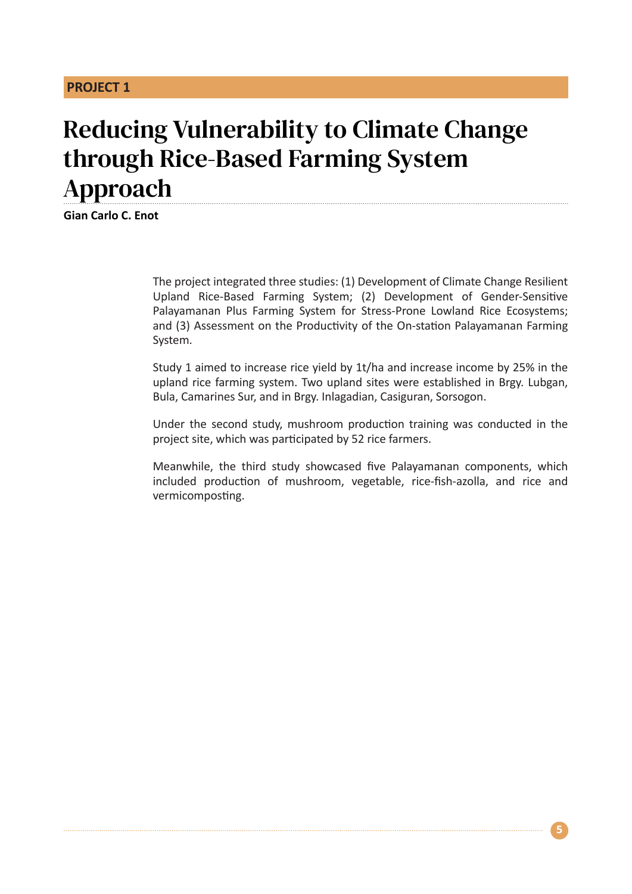**PROJECT 1**

# Reducing Vulnerability to Climate Change through Rice-Based Farming System Approach

**Gian Carlo C. Enot**

The project integrated three studies: (1) Development of Climate Change Resilient Upland Rice-Based Farming System; (2) Development of Gender-Sensitive Palayamanan Plus Farming System for Stress-Prone Lowland Rice Ecosystems; and (3) Assessment on the Productivity of the On-station Palayamanan Farming System.

Study 1 aimed to increase rice yield by 1t/ha and increase income by 25% in the upland rice farming system. Two upland sites were established in Brgy. Lubgan, Bula, Camarines Sur, and in Brgy. Inlagadian, Casiguran, Sorsogon.

Under the second study, mushroom production training was conducted in the project site, which was participated by 52 rice farmers.

Meanwhile, the third study showcased five Palayamanan components, which included production of mushroom, vegetable, rice-fish-azolla, and rice and vermicomposting.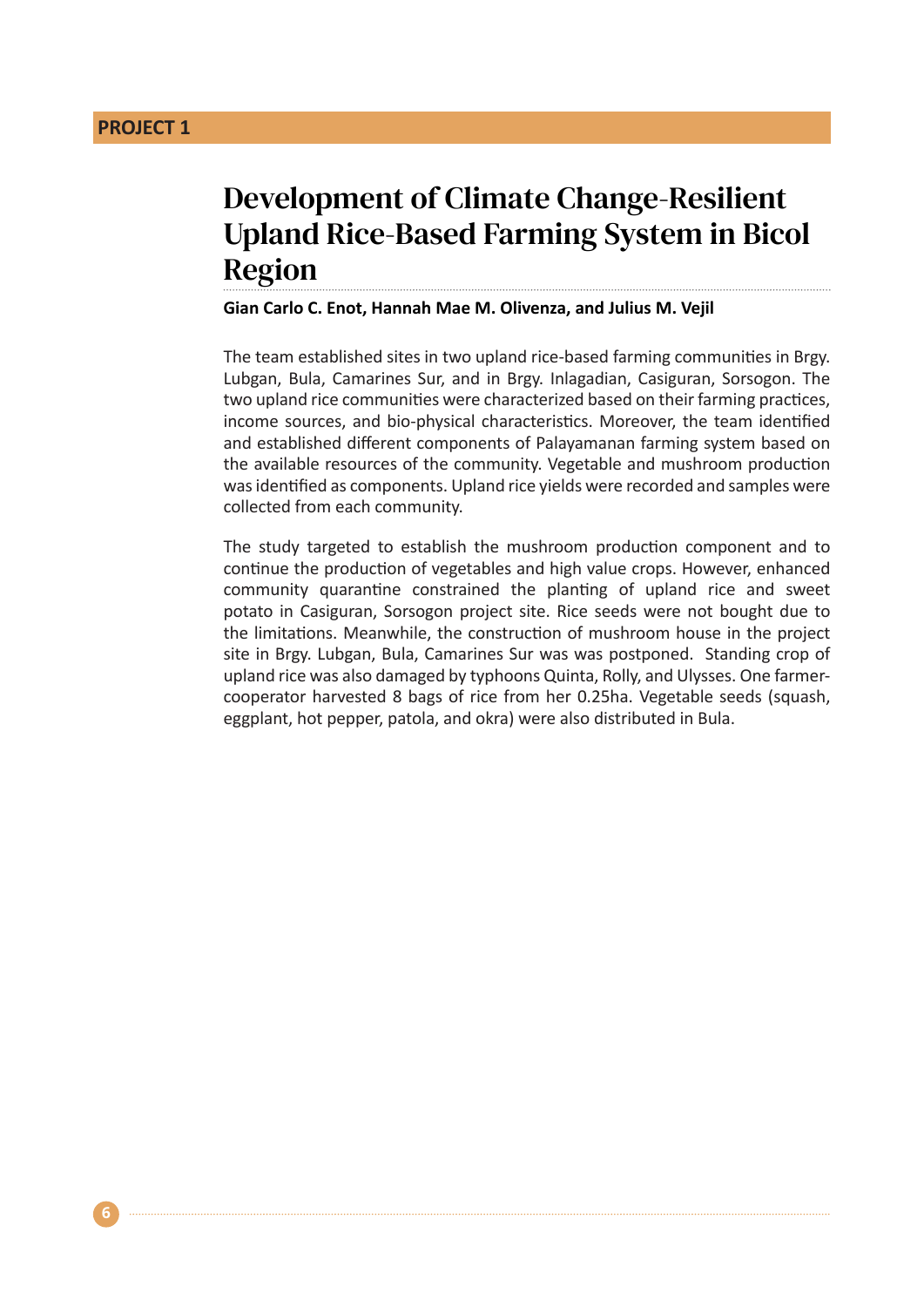**PROJECT 1**

# Development of Climate Change-Resilient Upland Rice-Based Farming System in Bicol Region

**Gian Carlo C. Enot, Hannah Mae M. Olivenza, and Julius M. Vejil**

The team established sites in two upland rice-based farming communities in Brgy. Lubgan, Bula, Camarines Sur, and in Brgy. Inlagadian, Casiguran, Sorsogon. The two upland rice communities were characterized based on their farming practices, income sources, and bio-physical characteristics. Moreover, the team identified and established different components of Palayamanan farming system based on the available resources of the community. Vegetable and mushroom production was identified as components. Upland rice yields were recorded and samples were collected from each community.

The study targeted to establish the mushroom production component and to continue the production of vegetables and high value crops. However, enhanced community quarantine constrained the planting of upland rice and sweet potato in Casiguran, Sorsogon project site. Rice seeds were not bought due to the limitations. Meanwhile, the construction of mushroom house in the project site in Brgy. Lubgan, Bula, Camarines Sur was was postponed. Standing crop of upland rice was also damaged by typhoons Quinta, Rolly, and Ulysses. One farmer-cooperator harvested 8 bags of rice from her 0.25ha. Vegetable seeds (squash, eggplant, hot pepper, patola, and okra) were also distributed in Bula.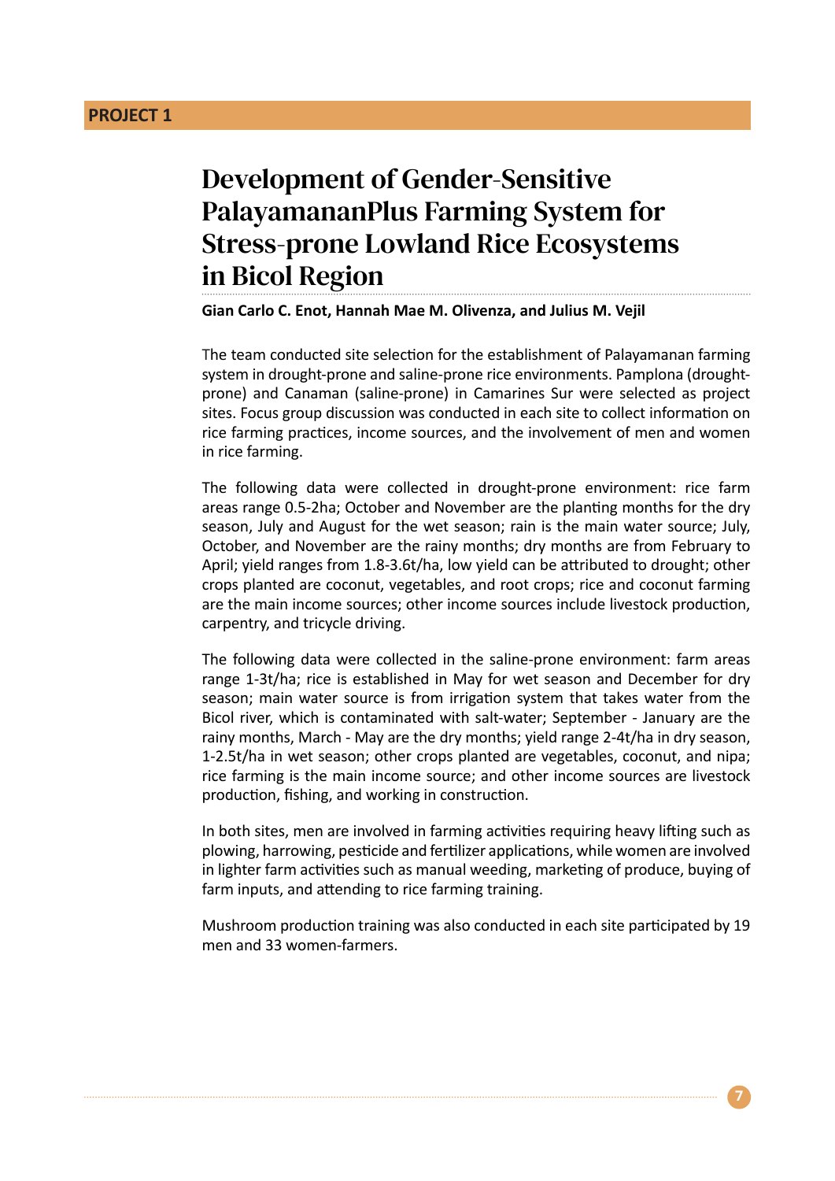**PROJECT 1**

# Development of Gender-Sensitive PalayamananPlus Farming System for Stress-prone Lowland Rice Ecosystems in Bicol Region

**Gian Carlo C. Enot, Hannah Mae M. Olivenza, and Julius M. Vejil**

The team conducted site selection for the establishment of Palayamanan farming system in drought-prone and saline-prone rice environments. Pamplona (drought-prone) and Canaman (saline-prone) in Camarines Sur were selected as project sites. Focus group discussion was conducted in each site to collect information on rice farming practices, income sources, and the involvement of men and women in rice farming.

The following data were collected in drought-prone environment: rice farm areas range 0.5-2ha; October and November are the planting months for the dry season, July and August for the wet season; rain is the main water source; July, October, and November are the rainy months; dry months are from February to April; yield ranges from 1.8-3.6t/ha, low yield can be attributed to drought; other crops planted are coconut, vegetables, and root crops; rice and coconut farming are the main income sources; other income sources include livestock production, carpentry, and tricycle driving.

The following data were collected in the saline-prone environment: farm areas range 1-3t/ha; rice is established in May for wet season and December for dry season; main water source is from irrigation system that takes water from the Bicol river, which is contaminated with salt-water; September - January are the rainy months, March - May are the dry months; yield range 2-4t/ha in dry season, 1-2.5t/ha in wet season; other crops planted are vegetables, coconut, and nipa; rice farming is the main income source; and other income sources are livestock production, fishing, and working in construction.

In both sites, men are involved in farming activities requiring heavy lifting such as plowing, harrowing, pesticide and fertilizer applications, while women are involved in lighter farm activities such as manual weeding, marketing of produce, buying of farm inputs, and attending to rice farming training.

Mushroom production training was also conducted in each site participated by 19 men and 33 women-farmers.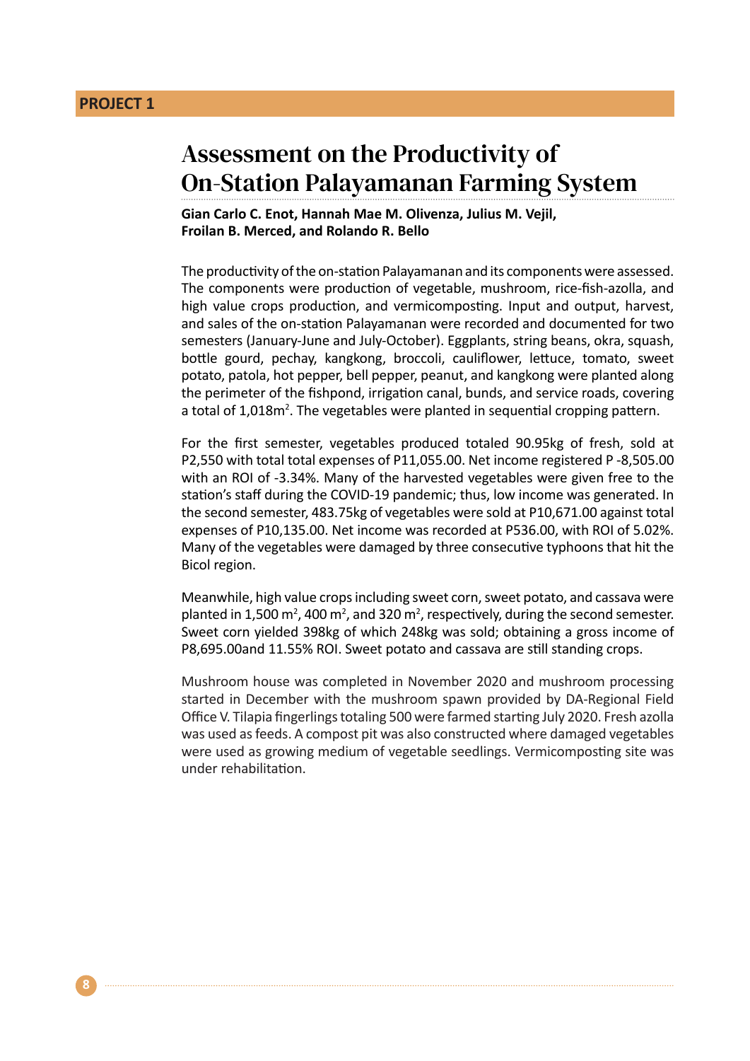**PROJECT 1**

# Assessment on the Productivity of On-Station Palayamanan Farming System

**Gian Carlo C. Enot, Hannah Mae M. Olivenza, Julius M. Vejil, Froilan B. Merced, and Rolando R. Bello**

The productivity of the on-station Palayamanan and its components were assessed. The components were production of vegetable, mushroom, rice-fish-azolla, and high value crops production, and vermicomposting. Input and output, harvest, and sales of the on-station Palayamanan were recorded and documented for two semesters (January-June and July-October). Eggplants, string beans, okra, squash, bottle gourd, pechay, kangkong, broccoli, cauliflower, lettuce, tomato, sweet potato, patola, hot pepper, bell pepper, peanut, and kangkong were planted along the perimeter of the fishpond, irrigation canal, bunds, and service roads, covering a total of 1,018m$^2$. The vegetables were planted in sequential cropping pattern.

For the first semester, vegetables produced totaled 90.95kg of fresh, sold at P2,550 with total total expenses of P11,055.00. Net income registered P -8,505.00 with an ROI of -3.34%. Many of the harvested vegetables were given free to the station's staff during the COVID-19 pandemic; thus, low income was generated. In the second semester, 483.75kg of vegetables were sold at P10,671.00 against total expenses of P10,135.00. Net income was recorded at P536.00, with ROI of 5.02%. Many of the vegetables were damaged by three consecutive typhoons that hit the Bicol region.

Meanwhile, high value crops including sweet corn, sweet potato, and cassava were planted in 1,500 m$^2$, 400 m$^2$, and 320 m$^2$, respectively, during the second semester. Sweet corn yielded 398kg of which 248kg was sold; obtaining a gross income of P8,695.00and 11.55% ROI. Sweet potato and cassava are still standing crops.

Mushroom house was completed in November 2020 and mushroom processing started in December with the mushroom spawn provided by DA-Regional Field Office V. Tilapia fingerlings totaling 500 were farmed starting July 2020. Fresh azolla was used as feeds. A compost pit was also constructed where damaged vegetables were used as growing medium of vegetable seedlings. Vermicomposting site was under rehabilitation.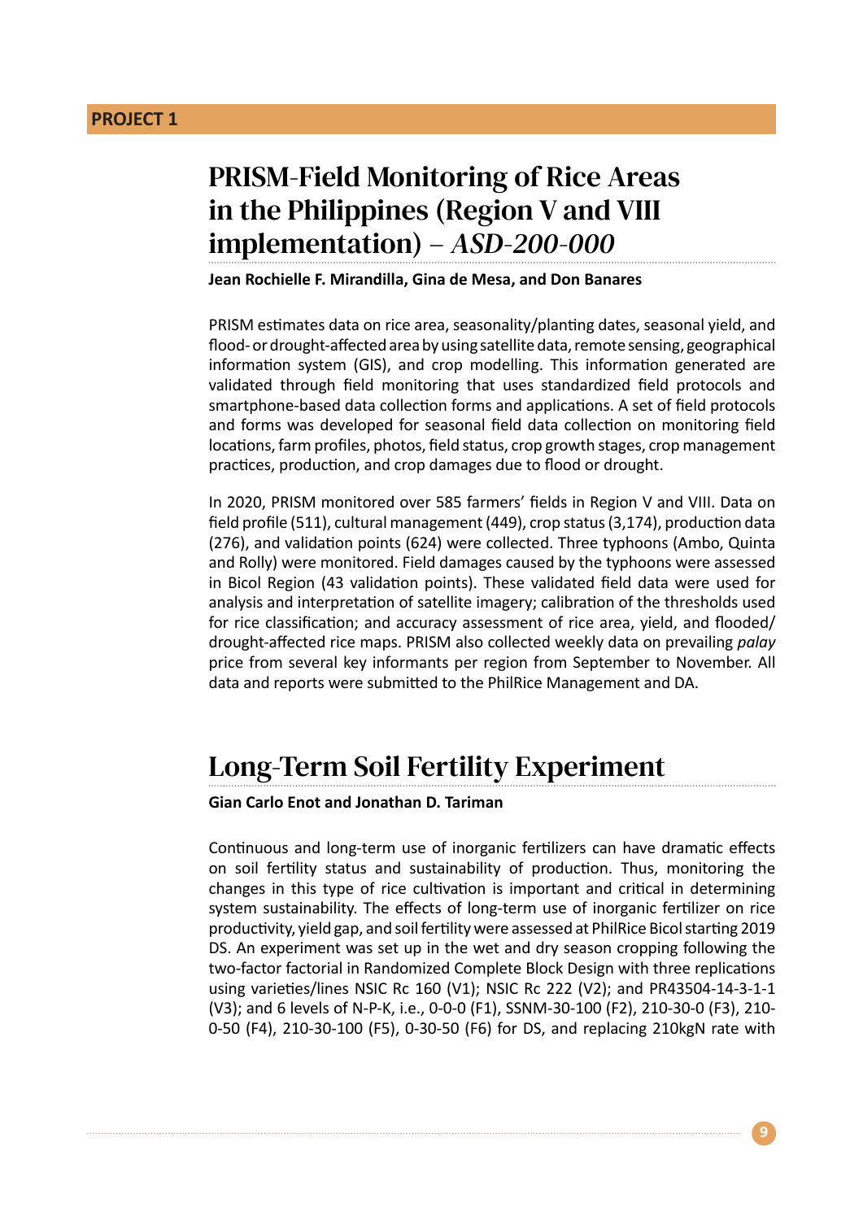**PROJECT 1**

## PRISM-Field Monitoring of Rice Areas in the Philippines (Region V and VIII implementation) – *ASD-200-000*

**Jean Rochielle F. Mirandilla, Gina de Mesa, and Don Banares**

PRISM estimates data on rice area, seasonality/planting dates, seasonal yield, and flood- or drought-affected area by using satellite data, remote sensing, geographical information system (GIS), and crop modelling. This information generated are validated through field monitoring that uses standardized field protocols and smartphone-based data collection forms and applications. A set of field protocols and forms was developed for seasonal field data collection on monitoring field locations, farm profiles, photos, field status, crop growth stages, crop management practices, production, and crop damages due to flood or drought.

In 2020, PRISM monitored over 585 farmers' fields in Region V and VIII. Data on field profile (511), cultural management (449), crop status (3,174), production data (276), and validation points (624) were collected. Three typhoons (Ambo, Quinta and Rolly) were monitored. Field damages caused by the typhoons were assessed in Bicol Region (43 validation points). These validated field data were used for analysis and interpretation of satellite imagery; calibration of the thresholds used for rice classification; and accuracy assessment of rice area, yield, and flooded/drought-affected rice maps. PRISM also collected weekly data on prevailing *palay* price from several key informants per region from September to November. All data and reports were submitted to the PhilRice Management and DA.

## Long-Term Soil Fertility Experiment

**Gian Carlo Enot and Jonathan D. Tariman**

Continuous and long-term use of inorganic fertilizers can have dramatic effects on soil fertility status and sustainability of production. Thus, monitoring the changes in this type of rice cultivation is important and critical in determining system sustainability. The effects of long-term use of inorganic fertilizer on rice productivity, yield gap, and soil fertility were assessed at PhilRice Bicol starting 2019 DS. An experiment was set up in the wet and dry season cropping following the two-factor factorial in Randomized Complete Block Design with three replications using varieties/lines NSIC Rc 160 (V1); NSIC Rc 222 (V2); and PR43504-14-3-1-1 (V3); and 6 levels of N-P-K, i.e., 0-0-0 (F1), SSNM-30-100 (F2), 210-30-0 (F3), 210-0-50 (F4), 210-30-100 (F5), 0-30-50 (F6) for DS, and replacing 210kgN rate with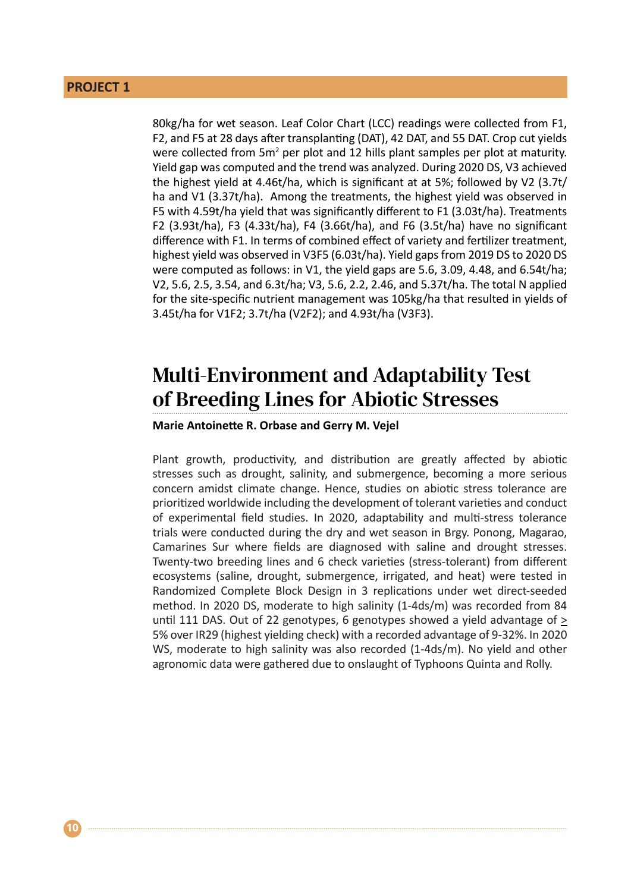80kg/ha for wet season. Leaf Color Chart (LCC) readings were collected from F1, F2, and F5 at 28 days after transplanting (DAT), 42 DAT, and 55 DAT. Crop cut yields were collected from 5m$^2$ per plot and 12 hills plant samples per plot at maturity. Yield gap was computed and the trend was analyzed. During 2020 DS, V3 achieved the highest yield at 4.46t/ha, which is significant at at 5%; followed by V2 (3.7t/ha and V1 (3.37t/ha). Among the treatments, the highest yield was observed in F5 with 4.59t/ha yield that was significantly different to F1 (3.03t/ha). Treatments F2 (3.93t/ha), F3 (4.33t/ha), F4 (3.66t/ha), and F6 (3.5t/ha) have no significant difference with F1. In terms of combined effect of variety and fertilizer treatment, highest yield was observed in V3F5 (6.03t/ha). Yield gaps from 2019 DS to 2020 DS were computed as follows: in V1, the yield gaps are 5.6, 3.09, 4.48, and 6.54t/ha; V2, 5.6, 2.5, 3.54, and 6.3t/ha; V3, 5.6, 2.2, 2.46, and 5.37t/ha. The total N applied for the site-specific nutrient management was 105kg/ha that resulted in yields of 3.45t/ha for V1F2; 3.7t/ha (V2F2); and 4.93t/ha (V3F3).

## Multi-Environment and Adaptability Test of Breeding Lines for Abiotic Stresses

**Marie Antoinette R. Orbase and Gerry M. Vejel**

Plant growth, productivity, and distribution are greatly affected by abiotic stresses such as drought, salinity, and submergence, becoming a more serious concern amidst climate change. Hence, studies on abiotic stress tolerance are prioritized worldwide including the development of tolerant varieties and conduct of experimental field studies. In 2020, adaptability and multi-stress tolerance trials were conducted during the dry and wet season in Brgy. Ponong, Magarao, Camarines Sur where fields are diagnosed with saline and drought stresses. Twenty-two breeding lines and 6 check varieties (stress-tolerant) from different ecosystems (saline, drought, submergence, irrigated, and heat) were tested in Randomized Complete Block Design in 3 replications under wet direct-seeded method. In 2020 DS, moderate to high salinity (1-4ds/m) was recorded from 84 until 111 DAS. Out of 22 genotypes, 6 genotypes showed a yield advantage of ≥ 5% over IR29 (highest yielding check) with a recorded advantage of 9-32%. In 2020 WS, moderate to high salinity was also recorded (1-4ds/m). No yield and other agronomic data were gathered due to onslaught of Typhoons Quinta and Rolly.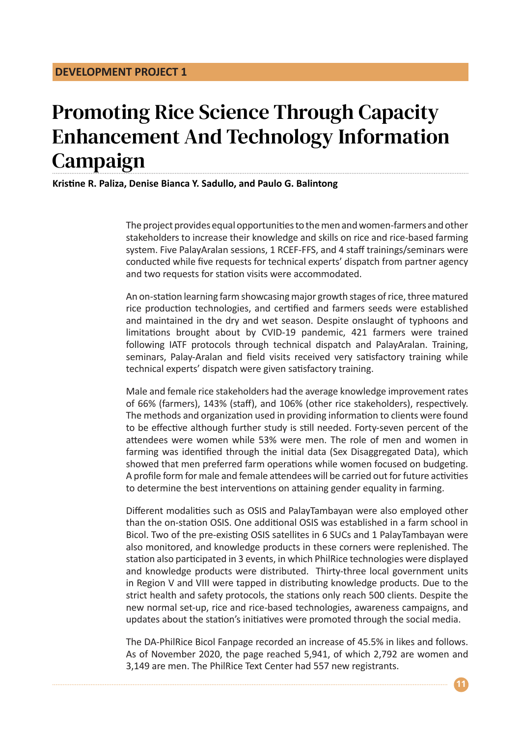**DEVELOPMENT PROJECT 1**

# Promoting Rice Science Through Capacity Enhancement And Technology Information Campaign

**Kristine R. Paliza, Denise Bianca Y. Sadullo, and Paulo G. Balintong**

The project provides equal opportunities to the men and women-farmers and other stakeholders to increase their knowledge and skills on rice and rice-based farming system. Five PalayAralan sessions, 1 RCEF-FFS, and 4 staff trainings/seminars were conducted while five requests for technical experts' dispatch from partner agency and two requests for station visits were accommodated.

An on-station learning farm showcasing major growth stages of rice, three matured rice production technologies, and certified and farmers seeds were established and maintained in the dry and wet season. Despite onslaught of typhoons and limitations brought about by CVID-19 pandemic, 421 farmers were trained following IATF protocols through technical dispatch and PalayAralan. Training, seminars, Palay-Aralan and field visits received very satisfactory training while technical experts' dispatch were given satisfactory training.

Male and female rice stakeholders had the average knowledge improvement rates of 66% (farmers), 143% (staff), and 106% (other rice stakeholders), respectively. The methods and organization used in providing information to clients were found to be effective although further study is still needed. Forty-seven percent of the attendees were women while 53% were men. The role of men and women in farming was identified through the initial data (Sex Disaggregated Data), which showed that men preferred farm operations while women focused on budgeting. A profile form for male and female attendees will be carried out for future activities to determine the best interventions on attaining gender equality in farming.

Different modalities such as OSIS and PalayTambayan were also employed other than the on-station OSIS. One additional OSIS was established in a farm school in Bicol. Two of the pre-existing OSIS satellites in 6 SUCs and 1 PalayTambayan were also monitored, and knowledge products in these corners were replenished. The station also participated in 3 events, in which PhilRice technologies were displayed and knowledge products were distributed. Thirty-three local government units in Region V and VIII were tapped in distributing knowledge products. Due to the strict health and safety protocols, the stations only reach 500 clients. Despite the new normal set-up, rice and rice-based technologies, awareness campaigns, and updates about the station's initiatives were promoted through the social media.

The DA-PhilRice Bicol Fanpage recorded an increase of 45.5% in likes and follows. As of November 2020, the page reached 5,941, of which 2,792 are women and 3,149 are men. The PhilRice Text Center had 557 new registrants.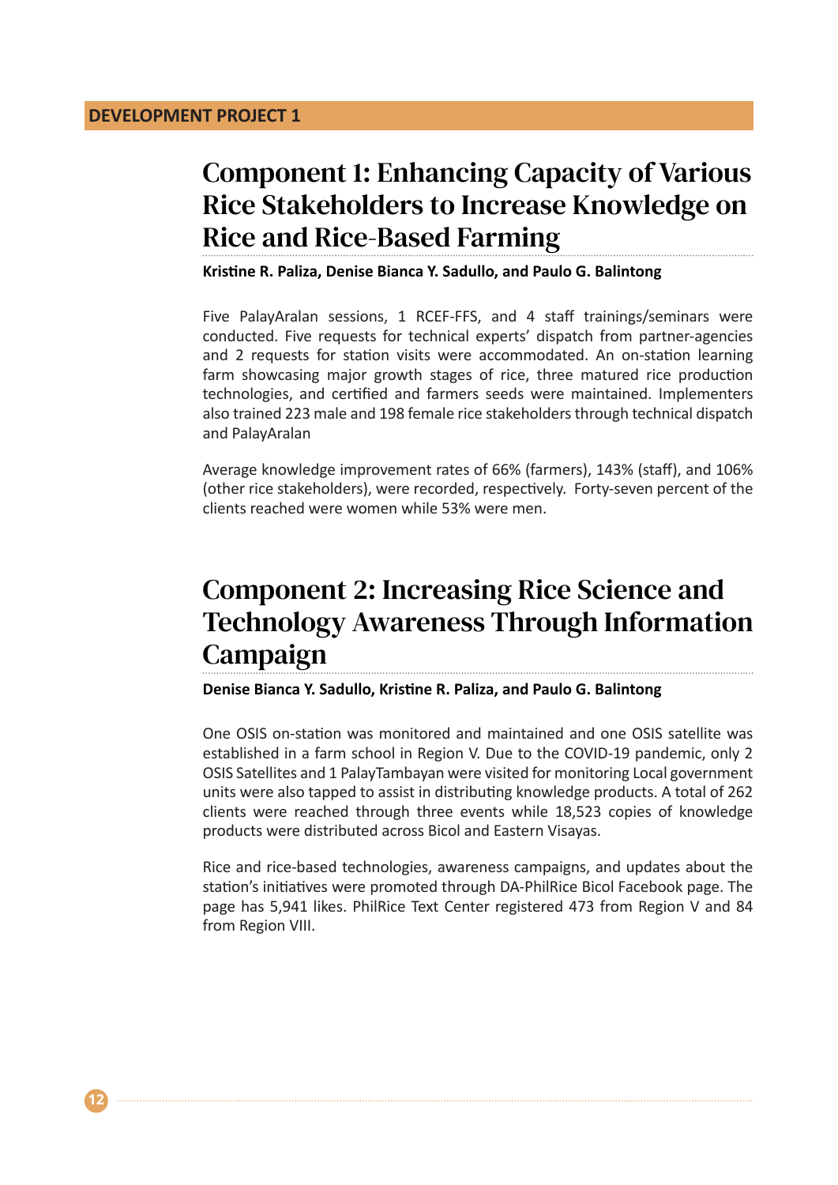**DEVELOPMENT PROJECT 1**

# Component 1: Enhancing Capacity of Various Rice Stakeholders to Increase Knowledge on Rice and Rice-Based Farming

**Kristine R. Paliza, Denise Bianca Y. Sadullo, and Paulo G. Balintong**

Five PalayAralan sessions, 1 RCEF-FFS, and 4 staff trainings/seminars were conducted. Five requests for technical experts' dispatch from partner-agencies and 2 requests for station visits were accommodated. An on-station learning farm showcasing major growth stages of rice, three matured rice production technologies, and certified and farmers seeds were maintained. Implementers also trained 223 male and 198 female rice stakeholders through technical dispatch and PalayAralan

Average knowledge improvement rates of 66% (farmers), 143% (staff), and 106% (other rice stakeholders), were recorded, respectively. Forty-seven percent of the clients reached were women while 53% were men.

# Component 2: Increasing Rice Science and Technology Awareness Through Information Campaign

**Denise Bianca Y. Sadullo, Kristine R. Paliza, and Paulo G. Balintong**

One OSIS on-station was monitored and maintained and one OSIS satellite was established in a farm school in Region V. Due to the COVID-19 pandemic, only 2 OSIS Satellites and 1 PalayTambayan were visited for monitoring Local government units were also tapped to assist in distributing knowledge products. A total of 262 clients were reached through three events while 18,523 copies of knowledge products were distributed across Bicol and Eastern Visayas.

Rice and rice-based technologies, awareness campaigns, and updates about the station's initiatives were promoted through DA-PhilRice Bicol Facebook page. The page has 5,941 likes. PhilRice Text Center registered 473 from Region V and 84 from Region VIII.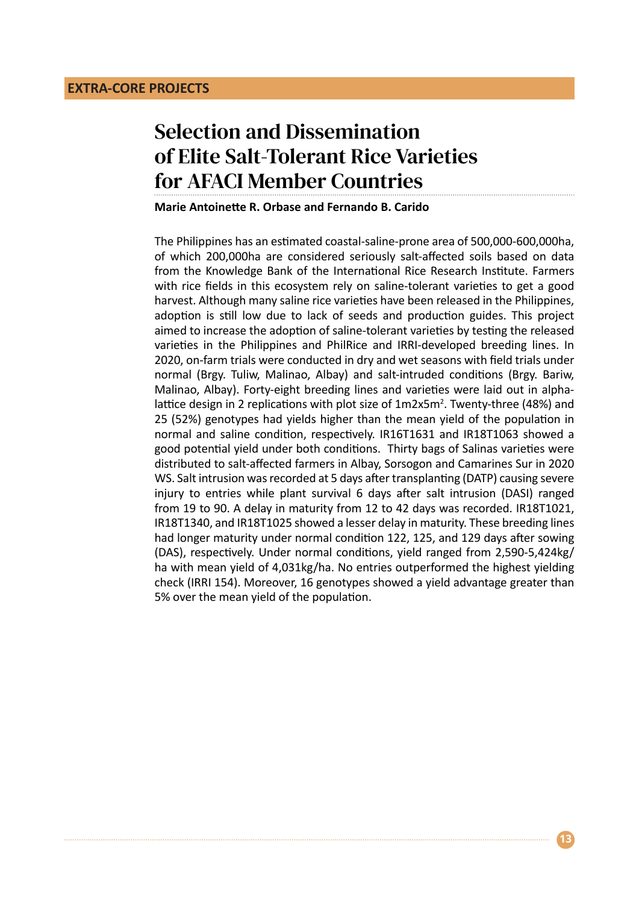**EXTRA-CORE PROJECTS**

# Selection and Dissemination of Elite Salt-Tolerant Rice Varieties for AFACI Member Countries

**Marie Antoinette R. Orbase and Fernando B. Carido**

The Philippines has an estimated coastal-saline-prone area of 500,000-600,000ha, of which 200,000ha are considered seriously salt-affected soils based on data from the Knowledge Bank of the International Rice Research Institute. Farmers with rice fields in this ecosystem rely on saline-tolerant varieties to get a good harvest. Although many saline rice varieties have been released in the Philippines, adoption is still low due to lack of seeds and production guides. This project aimed to increase the adoption of saline-tolerant varieties by testing the released varieties in the Philippines and PhilRice and IRRI-developed breeding lines. In 2020, on-farm trials were conducted in dry and wet seasons with field trials under normal (Brgy. Tuliw, Malinao, Albay) and salt-intruded conditions (Brgy. Bariw, Malinao, Albay). Forty-eight breeding lines and varieties were laid out in alpha-lattice design in 2 replications with plot size of 1m2x5m$^2$. Twenty-three (48%) and 25 (52%) genotypes had yields higher than the mean yield of the population in normal and saline condition, respectively. IR16T1631 and IR18T1063 showed a good potential yield under both conditions. Thirty bags of Salinas varieties were distributed to salt-affected farmers in Albay, Sorsogon and Camarines Sur in 2020 WS. Salt intrusion was recorded at 5 days after transplanting (DATP) causing severe injury to entries while plant survival 6 days after salt intrusion (DASI) ranged from 19 to 90. A delay in maturity from 12 to 42 days was recorded. IR18T1021, IR18T1340, and IR18T1025 showed a lesser delay in maturity. These breeding lines had longer maturity under normal condition 122, 125, and 129 days after sowing (DAS), respectively. Under normal conditions, yield ranged from 2,590-5,424kg/ha with mean yield of 4,031kg/ha. No entries outperformed the highest yielding check (IRRI 154). Moreover, 16 genotypes showed a yield advantage greater than 5% over the mean yield of the population.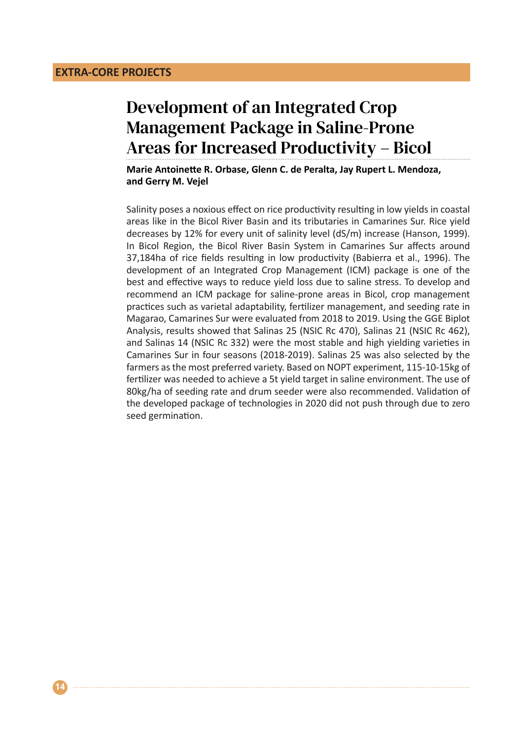## EXTRA-CORE PROJECTS

# Development of an Integrated Crop Management Package in Saline-Prone Areas for Increased Productivity – Bicol

**Marie Antoinette R. Orbase, Glenn C. de Peralta, Jay Rupert L. Mendoza, and Gerry M. Vejel**

Salinity poses a noxious effect on rice productivity resulting in low yields in coastal areas like in the Bicol River Basin and its tributaries in Camarines Sur. Rice yield decreases by 12% for every unit of salinity level (dS/m) increase (Hanson, 1999). In Bicol Region, the Bicol River Basin System in Camarines Sur affects around 37,184ha of rice fields resulting in low productivity (Babierra et al., 1996). The development of an Integrated Crop Management (ICM) package is one of the best and effective ways to reduce yield loss due to saline stress. To develop and recommend an ICM package for saline-prone areas in Bicol, crop management practices such as varietal adaptability, fertilizer management, and seeding rate in Magarao, Camarines Sur were evaluated from 2018 to 2019. Using the GGE Biplot Analysis, results showed that Salinas 25 (NSIC Rc 470), Salinas 21 (NSIC Rc 462), and Salinas 14 (NSIC Rc 332) were the most stable and high yielding varieties in Camarines Sur in four seasons (2018-2019). Salinas 25 was also selected by the farmers as the most preferred variety. Based on NOPT experiment, 115-10-15kg of fertilizer was needed to achieve a 5t yield target in saline environment. The use of 80kg/ha of seeding rate and drum seeder were also recommended. Validation of the developed package of technologies in 2020 did not push through due to zero seed germination.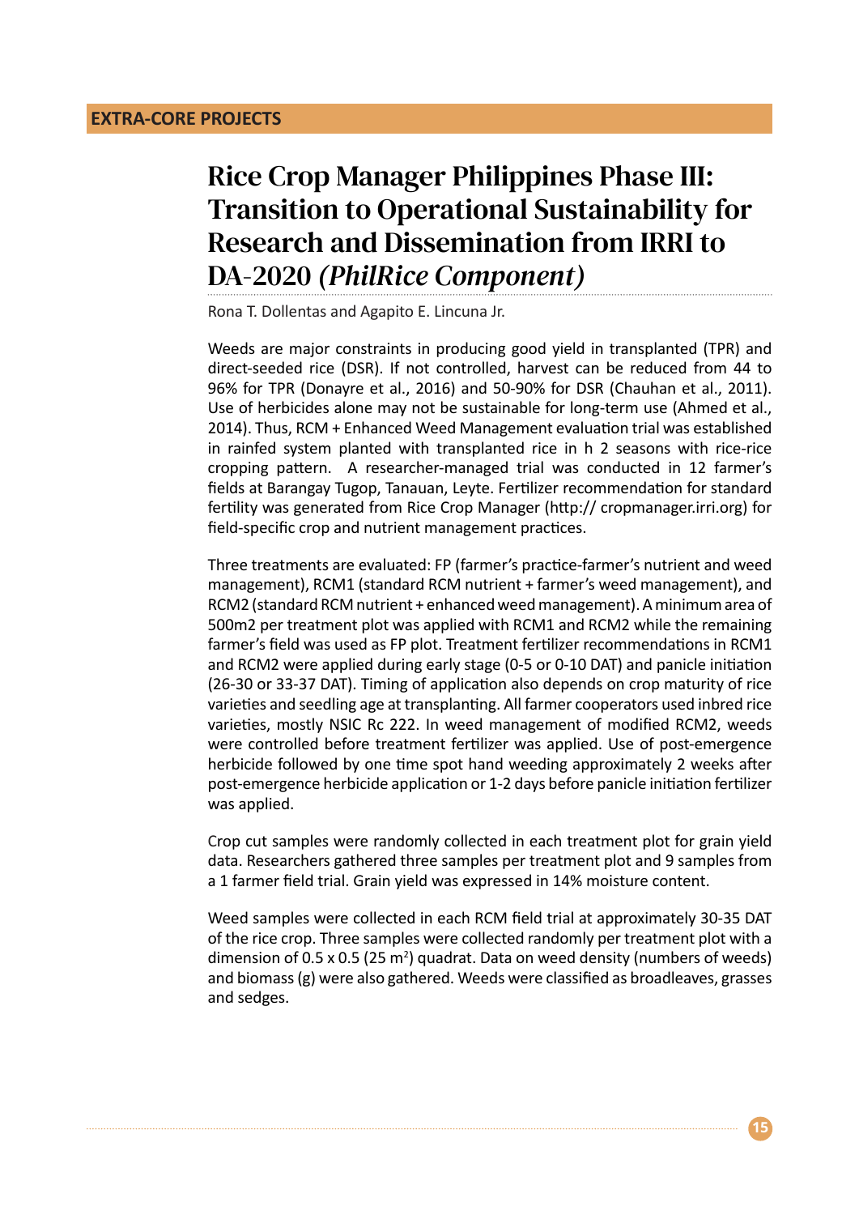**EXTRA-CORE PROJECTS**

# Rice Crop Manager Philippines Phase III: Transition to Operational Sustainability for Research and Dissemination from IRRI to DA-2020 *(PhilRice Component)*

Rona T. Dollentas and Agapito E. Lincuna Jr.

Weeds are major constraints in producing good yield in transplanted (TPR) and direct-seeded rice (DSR). If not controlled, harvest can be reduced from 44 to 96% for TPR (Donayre et al., 2016) and 50-90% for DSR (Chauhan et al., 2011). Use of herbicides alone may not be sustainable for long-term use (Ahmed et al., 2014). Thus, RCM + Enhanced Weed Management evaluation trial was established in rainfed system planted with transplanted rice in h 2 seasons with rice-rice cropping pattern. A researcher-managed trial was conducted in 12 farmer's fields at Barangay Tugop, Tanauan, Leyte. Fertilizer recommendation for standard fertility was generated from Rice Crop Manager (http:// cropmanager.irri.org) for field-specific crop and nutrient management practices.

Three treatments are evaluated: FP (farmer's practice-farmer's nutrient and weed management), RCM1 (standard RCM nutrient + farmer's weed management), and RCM2 (standard RCM nutrient + enhanced weed management). A minimum area of 500m2 per treatment plot was applied with RCM1 and RCM2 while the remaining farmer's field was used as FP plot. Treatment fertilizer recommendations in RCM1 and RCM2 were applied during early stage (0-5 or 0-10 DAT) and panicle initiation (26-30 or 33-37 DAT). Timing of application also depends on crop maturity of rice varieties and seedling age at transplanting. All farmer cooperators used inbred rice varieties, mostly NSIC Rc 222. In weed management of modified RCM2, weeds were controlled before treatment fertilizer was applied. Use of post-emergence herbicide followed by one time spot hand weeding approximately 2 weeks after post-emergence herbicide application or 1-2 days before panicle initiation fertilizer was applied.

Crop cut samples were randomly collected in each treatment plot for grain yield data. Researchers gathered three samples per treatment plot and 9 samples from a 1 farmer field trial. Grain yield was expressed in 14% moisture content.

Weed samples were collected in each RCM field trial at approximately 30-35 DAT of the rice crop. Three samples were collected randomly per treatment plot with a dimension of 0.5 x 0.5 (25 $m^2$) quadrat. Data on weed density (numbers of weeds) and biomass (g) were also gathered. Weeds were classified as broadleaves, grasses and sedges.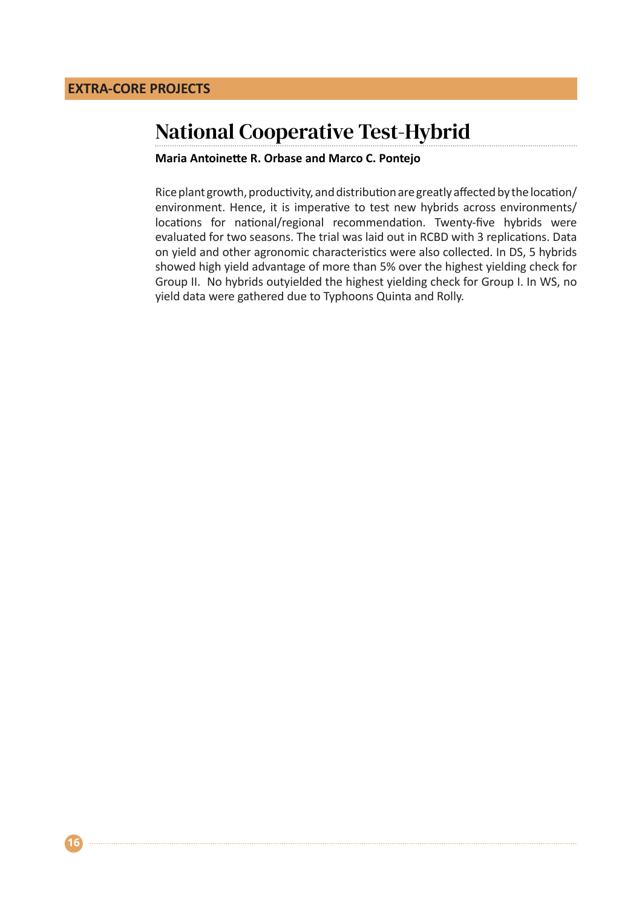## EXTRA-CORE PROJECTS

# National Cooperative Test-Hybrid

**Maria Antoinette R. Orbase and Marco C. Pontejo**

Rice plant growth, productivity, and distribution are greatly affected by the location/environment. Hence, it is imperative to test new hybrids across environments/locations for national/regional recommendation. Twenty-five hybrids were evaluated for two seasons. The trial was laid out in RCBD with 3 replications. Data on yield and other agronomic characteristics were also collected. In DS, 5 hybrids showed high yield advantage of more than 5% over the highest yielding check for Group II. No hybrids outyielded the highest yielding check for Group I. In WS, no yield data were gathered due to Typhoons Quinta and Rolly.